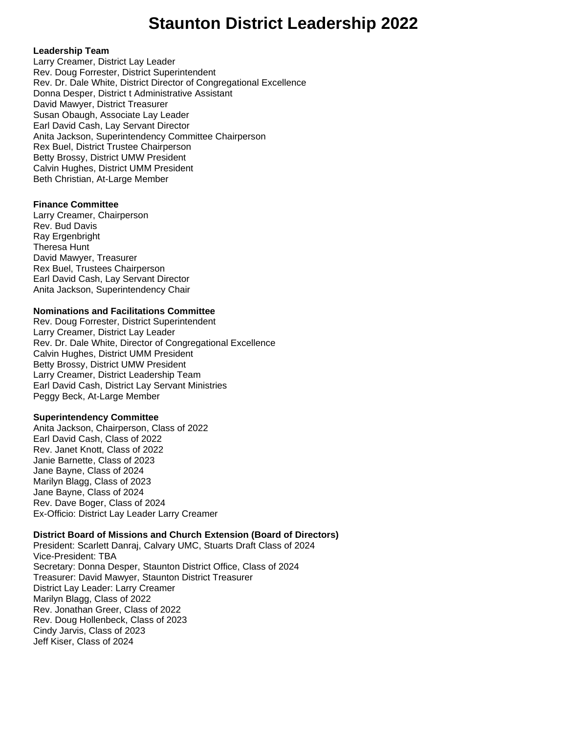# Staunton District Leadership 2022

**Leadership Team**

Larry Creamer, District Lay Leader
Rev. Doug Forrester, District Superintendent
Rev. Dr. Dale White, District Director of Congregational Excellence
Donna Desper, District t Administrative Assistant
David Mawyer, District Treasurer
Susan Obaugh, Associate Lay Leader
Earl David Cash, Lay Servant Director
Anita Jackson, Superintendency Committee Chairperson
Rex Buel, District Trustee Chairperson
Betty Brossy, District UMW President
Calvin Hughes, District UMM President
Beth Christian, At-Large Member

**Finance Committee**

Larry Creamer, Chairperson
Rev. Bud Davis
Ray Ergenbright
Theresa Hunt
David Mawyer, Treasurer
Rex Buel, Trustees Chairperson
Earl David Cash, Lay Servant Director
Anita Jackson, Superintendency Chair

**Nominations and Facilitations Committee**

Rev. Doug Forrester, District Superintendent
Larry Creamer, District Lay Leader
Rev. Dr. Dale White, Director of Congregational Excellence
Calvin Hughes, District UMM President
Betty Brossy, District UMW President
Larry Creamer, District Leadership Team
Earl David Cash, District Lay Servant Ministries
Peggy Beck, At-Large Member

**Superintendency Committee**

Anita Jackson, Chairperson, Class of 2022
Earl David Cash, Class of 2022
Rev. Janet Knott, Class of 2022
Janie Barnette, Class of 2023
Jane Bayne, Class of 2024
Marilyn Blagg, Class of 2023
Jane Bayne, Class of 2024
Rev. Dave Boger, Class of 2024
Ex-Officio: District Lay Leader Larry Creamer

**District Board of Missions and Church Extension (Board of Directors)**

President: Scarlett Danraj, Calvary UMC, Stuarts Draft Class of 2024
Vice-President: TBA
Secretary: Donna Desper, Staunton District Office, Class of 2024
Treasurer: David Mawyer, Staunton District Treasurer
District Lay Leader: Larry Creamer
Marilyn Blagg, Class of 2022
Rev. Jonathan Greer, Class of 2022
Rev. Doug Hollenbeck, Class of 2023
Cindy Jarvis, Class of 2023
Jeff Kiser, Class of 2024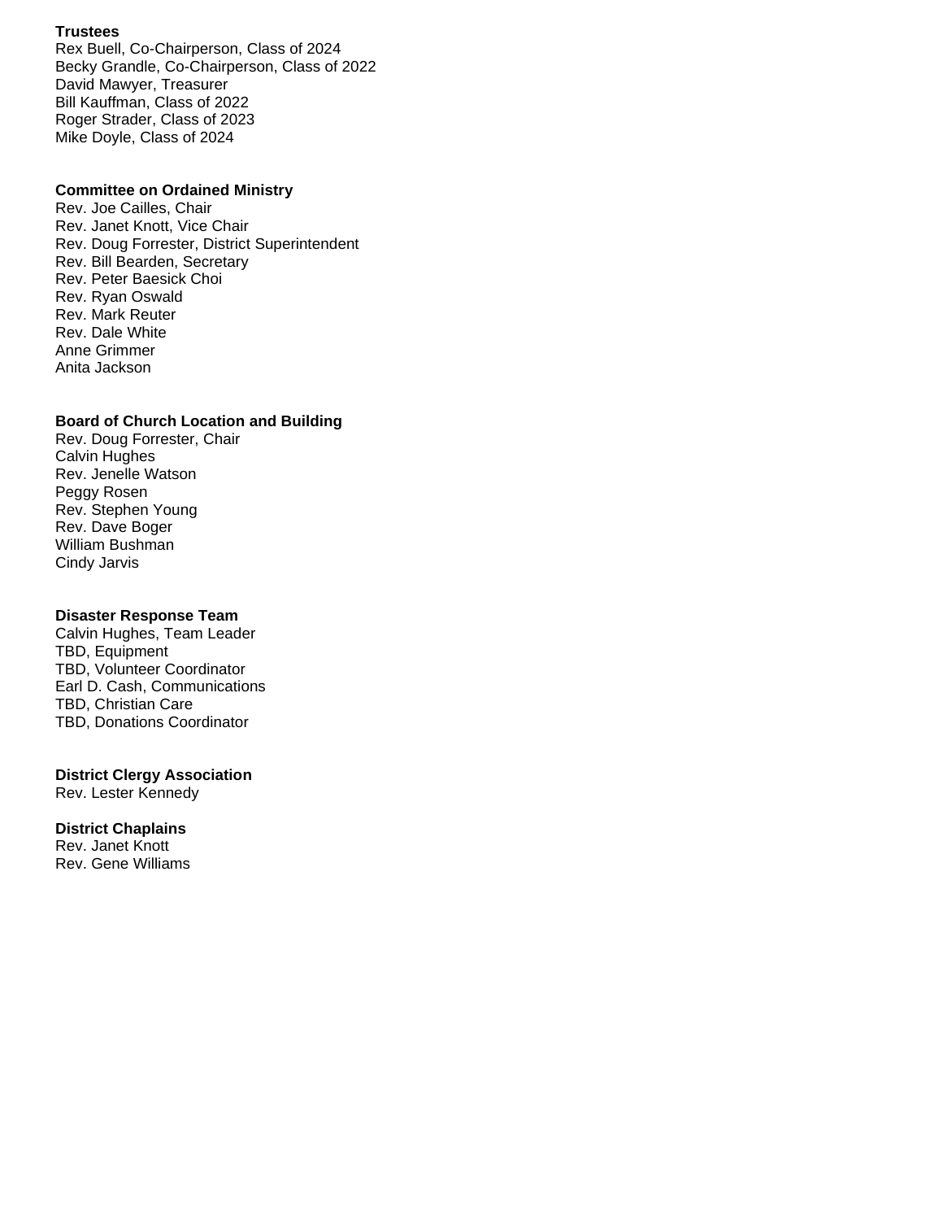**Trustees**
Rex Buell, Co-Chairperson, Class of 2024
Becky Grandle, Co-Chairperson, Class of 2022
David Mawyer, Treasurer
Bill Kauffman, Class of 2022
Roger Strader, Class of 2023
Mike Doyle, Class of 2024

**Committee on Ordained Ministry**
Rev. Joe Cailles, Chair
Rev. Janet Knott, Vice Chair
Rev. Doug Forrester, District Superintendent
Rev. Bill Bearden, Secretary
Rev. Peter Baesick Choi
Rev. Ryan Oswald
Rev. Mark Reuter
Rev. Dale White
Anne Grimmer
Anita Jackson

**Board of Church Location and Building**
Rev. Doug Forrester, Chair
Calvin Hughes
Rev. Jenelle Watson
Peggy Rosen
Rev. Stephen Young
Rev. Dave Boger
William Bushman
Cindy Jarvis

**Disaster Response Team**
Calvin Hughes, Team Leader
TBD, Equipment
TBD, Volunteer Coordinator
Earl D. Cash, Communications
TBD, Christian Care
TBD, Donations Coordinator

**District Clergy Association**
Rev. Lester Kennedy

**District Chaplains**
Rev. Janet Knott
Rev. Gene Williams